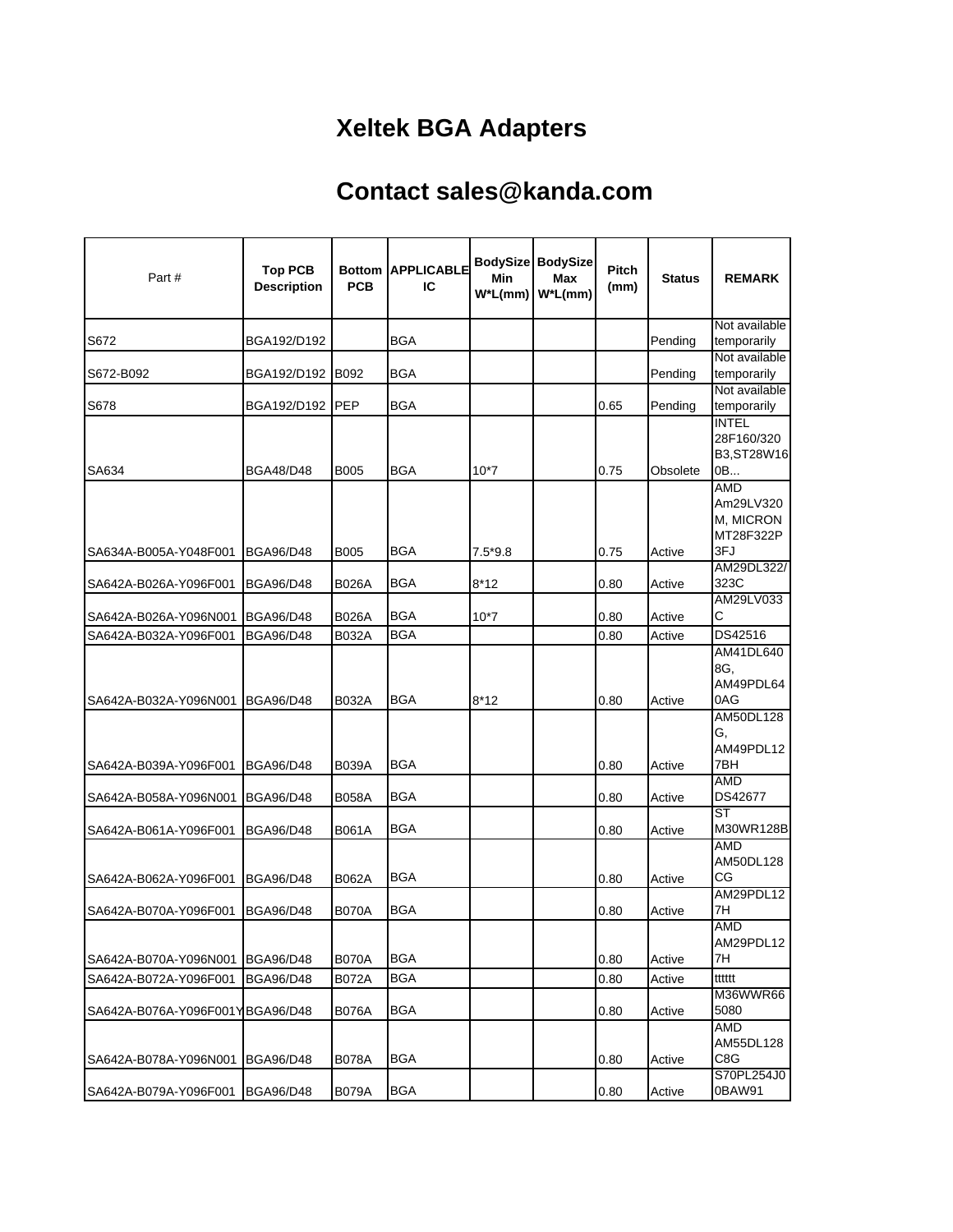# Xeltek BGA Adapters

# Contact sales@kanda.com

| Part # | Top PCB Description | Bottom PCB | APPLICABLE IC | BodySize Min W*L(mm) | BodySize Max W*L(mm) | Pitch (mm) | Status | REMARK |
|---|---|---|---|---|---|---|---|---|
| S672 | BGA192/D192 | | BGA | | | | Pending | Not available temporarily |
| S672-B092 | BGA192/D192 | B092 | BGA | | | | Pending | Not available temporarily |
| S678 | BGA192/D192 | PEP | BGA | | | 0.65 | Pending | Not available temporarily |
| SA634 | BGA48/D48 | B005 | BGA | 10*7 | | 0.75 | Obsolete | INTEL 28F160/320 B3,ST28W160B... |
| SA634A-B005A-Y048F001 | BGA96/D48 | B005 | BGA | 7.5*9.8 | | 0.75 | Active | AMD Am29LV320M, MICRON MT28F322P3FJ |
| SA642A-B026A-Y096F001 | BGA96/D48 | B026A | BGA | 8*12 | | 0.80 | Active | AM29DL322/323C |
| SA642A-B026A-Y096N001 | BGA96/D48 | B026A | BGA | 10*7 | | 0.80 | Active | AM29LV033C |
| SA642A-B032A-Y096F001 | BGA96/D48 | B032A | BGA | | | 0.80 | Active | DS42516 |
| SA642A-B032A-Y096N001 | BGA96/D48 | B032A | BGA | 8*12 | | 0.80 | Active | AM41DL6408G, AM49PDL640AG |
| SA642A-B039A-Y096F001 | BGA96/D48 | B039A | BGA | | | 0.80 | Active | AM50DL128G, AM49PDL127BH |
| SA642A-B058A-Y096N001 | BGA96/D48 | B058A | BGA | | | 0.80 | Active | AMD DS42677 |
| SA642A-B061A-Y096F001 | BGA96/D48 | B061A | BGA | | | 0.80 | Active | ST M30WR128B |
| SA642A-B062A-Y096F001 | BGA96/D48 | B062A | BGA | | | 0.80 | Active | AMD AM50DL128CG |
| SA642A-B070A-Y096F001 | BGA96/D48 | B070A | BGA | | | 0.80 | Active | AM29PDL127H |
| SA642A-B070A-Y096N001 | BGA96/D48 | B070A | BGA | | | 0.80 | Active | AMD AM29PDL127H |
| SA642A-B072A-Y096F001 | BGA96/D48 | B072A | BGA | | | 0.80 | Active | tttttt |
| SA642A-B076A-Y096F001Y | BGA96/D48 | B076A | BGA | | | 0.80 | Active | M36WWR665080 |
| SA642A-B078A-Y096N001 | BGA96/D48 | B078A | BGA | | | 0.80 | Active | AMD AM55DL128C8G |
| SA642A-B079A-Y096F001 | BGA96/D48 | B079A | BGA | | | 0.80 | Active | S70PL254J00BAW91 |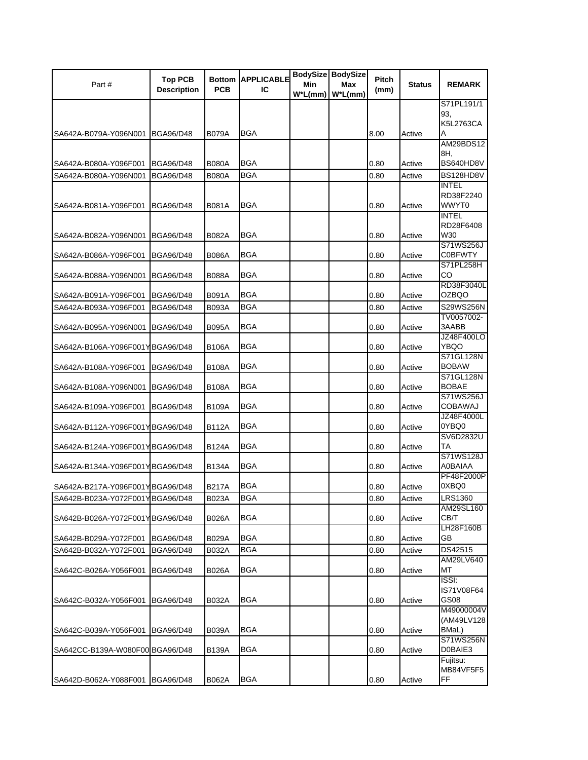| Part # | Top PCB Description | Bottom PCB | APPLICABLE IC | BodySize Min W*L(mm) | BodySize Max W*L(mm) | Pitch (mm) | Status | REMARK |
|---|---|---|---|---|---|---|---|---|
| SA642A-B079A-Y096N001 | BGA96/D48 | B079A | BGA | | | 8.00 | Active | S71PL191/193, K5L2763CAA |
| SA642A-B080A-Y096F001 | BGA96/D48 | B080A | BGA | | | 0.80 | Active | AM29BDS128H, BS640HD8V |
| SA642A-B080A-Y096N001 | BGA96/D48 | B080A | BGA | | | 0.80 | Active | BS128HD8V |
| SA642A-B081A-Y096F001 | BGA96/D48 | B081A | BGA | | | 0.80 | Active | INTEL RD38F2240WWYT0 |
| SA642A-B082A-Y096N001 | BGA96/D48 | B082A | BGA | | | 0.80 | Active | INTEL RD28F6408W30 |
| SA642A-B086A-Y096F001 | BGA96/D48 | B086A | BGA | | | 0.80 | Active | S71WS256JC0BFWTY |
| SA642A-B088A-Y096N001 | BGA96/D48 | B088A | BGA | | | 0.80 | Active | S71PL258HCO |
| SA642A-B091A-Y096F001 | BGA96/D48 | B091A | BGA | | | 0.80 | Active | RD38F3040LOZBQO |
| SA642A-B093A-Y096F001 | BGA96/D48 | B093A | BGA | | | 0.80 | Active | S29WS256N |
| SA642A-B095A-Y096N001 | BGA96/D48 | B095A | BGA | | | 0.80 | Active | TV0057002-3AABB |
| SA642A-B106A-Y096F001Y | BGA96/D48 | B106A | BGA | | | 0.80 | Active | JZ48F400LOYBQO |
| SA642A-B108A-Y096F001 | BGA96/D48 | B108A | BGA | | | 0.80 | Active | S71GL128NBOBAW |
| SA642A-B108A-Y096N001 | BGA96/D48 | B108A | BGA | | | 0.80 | Active | S71GL128NBOBAE |
| SA642A-B109A-Y096F001 | BGA96/D48 | B109A | BGA | | | 0.80 | Active | S71WS256JCOBAWAJ |
| SA642A-B112A-Y096F001Y | BGA96/D48 | B112A | BGA | | | 0.80 | Active | JZ48F4000L0YBQ0 |
| SA642A-B124A-Y096F001Y | BGA96/D48 | B124A | BGA | | | 0.80 | Active | SV6D2832UTA |
| SA642A-B134A-Y096F001Y | BGA96/D48 | B134A | BGA | | | 0.80 | Active | S71WS128JA0BAIAA |
| SA642A-B217A-Y096F001Y | BGA96/D48 | B217A | BGA | | | 0.80 | Active | PF48F2000P0XBQ0 |
| SA642B-B023A-Y072F001Y | BGA96/D48 | B023A | BGA | | | 0.80 | Active | LRS1360 |
| SA642B-B026A-Y072F001Y | BGA96/D48 | B026A | BGA | | | 0.80 | Active | AM29SL160CB/T |
| SA642B-B029A-Y072F001 | BGA96/D48 | B029A | BGA | | | 0.80 | Active | LH28F160BGB |
| SA642B-B032A-Y072F001 | BGA96/D48 | B032A | BGA | | | 0.80 | Active | DS42515 |
| SA642C-B026A-Y056F001 | BGA96/D48 | B026A | BGA | | | 0.80 | Active | AM29LV640MT |
| SA642C-B032A-Y056F001 | BGA96/D48 | B032A | BGA | | | 0.80 | Active | ISSI: IS71V08F64GS08 |
| SA642C-B039A-Y056F001 | BGA96/D48 | B039A | BGA | | | 0.80 | Active | M49000004V(AM49LV128BMaL) |
| SA642CC-B139A-W080F00 | BGA96/D48 | B139A | BGA | | | 0.80 | Active | S71WS256ND0BAIE3 |
| SA642D-B062A-Y088F001 | BGA96/D48 | B062A | BGA | | | 0.80 | Active | Fujitsu: MB84VF5F5FF |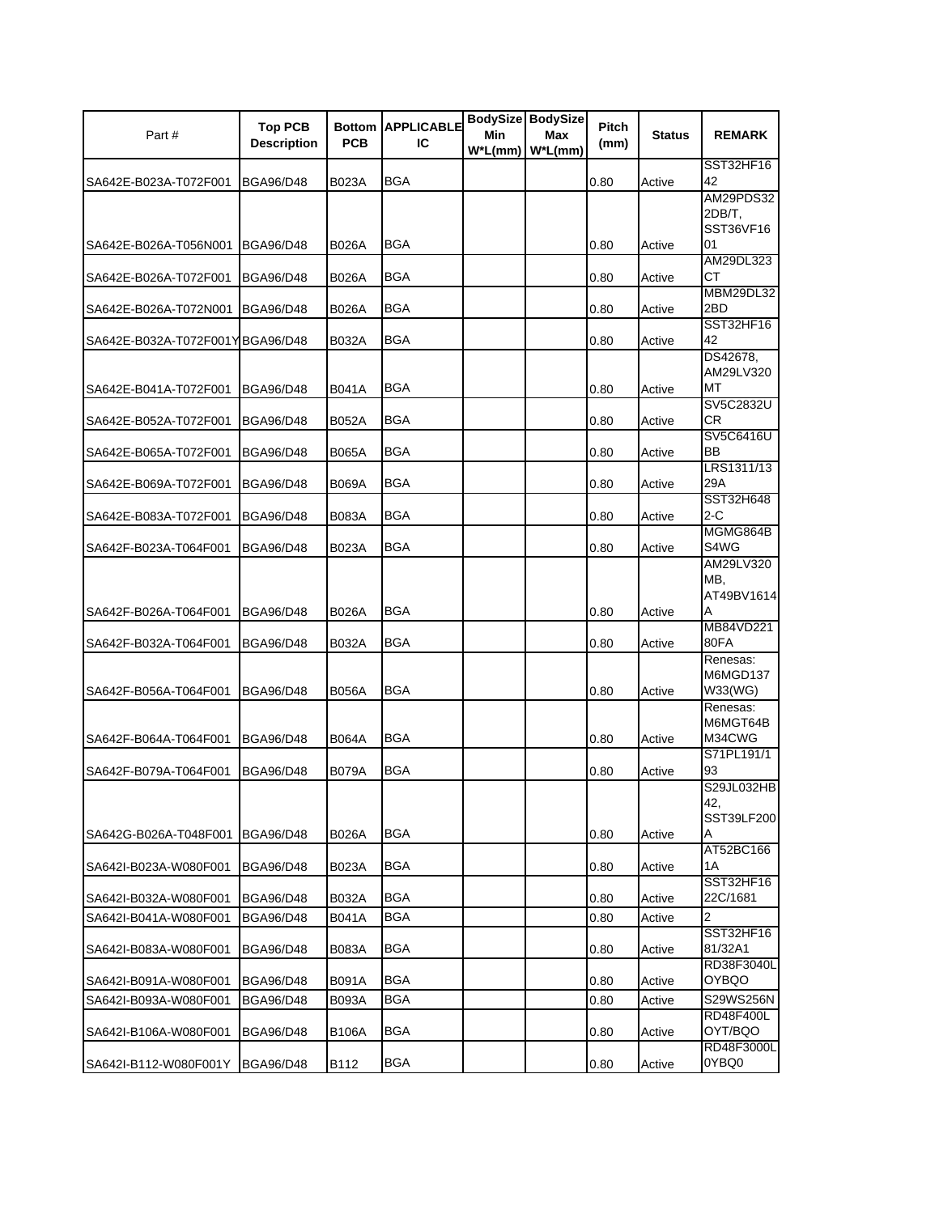| Part # | Top PCB Description | Bottom PCB | APPLICABLE IC | BodySize Min W*L(mm) | BodySize Max W*L(mm) | Pitch (mm) | Status | REMARK |
|---|---|---|---|---|---|---|---|---|
| SA642E-B023A-T072F001 | BGA96/D48 | B023A | BGA | | | 0.80 | Active | SST32HF1642 |
| SA642E-B026A-T056N001 | BGA96/D48 | B026A | BGA | | | 0.80 | Active | AM29PDS322DB/T, SST36VF1601 |
| SA642E-B026A-T072F001 | BGA96/D48 | B026A | BGA | | | 0.80 | Active | AM29DL323CT |
| SA642E-B026A-T072N001 | BGA96/D48 | B026A | BGA | | | 0.80 | Active | MBM29DL322BD |
| SA642E-B032A-T072F001Y | BGA96/D48 | B032A | BGA | | | 0.80 | Active | SST32HF1642 |
| SA642E-B041A-T072F001 | BGA96/D48 | B041A | BGA | | | 0.80 | Active | DS42678, AM29LV320MT |
| SA642E-B052A-T072F001 | BGA96/D48 | B052A | BGA | | | 0.80 | Active | SV5C2832UCR |
| SA642E-B065A-T072F001 | BGA96/D48 | B065A | BGA | | | 0.80 | Active | SV5C6416UBB |
| SA642E-B069A-T072F001 | BGA96/D48 | B069A | BGA | | | 0.80 | Active | LRS1311/1329A |
| SA642E-B083A-T072F001 | BGA96/D48 | B083A | BGA | | | 0.80 | Active | SST32H6482-C |
| SA642F-B023A-T064F001 | BGA96/D48 | B023A | BGA | | | 0.80 | Active | MGMG864BS4WG |
| SA642F-B026A-T064F001 | BGA96/D48 | B026A | BGA | | | 0.80 | Active | AM29LV320MB, AT49BV1614A |
| SA642F-B032A-T064F001 | BGA96/D48 | B032A | BGA | | | 0.80 | Active | MB84VD22180FA |
| SA642F-B056A-T064F001 | BGA96/D48 | B056A | BGA | | | 0.80 | Active | Renesas: M6MGD137W33(WG) |
| SA642F-B064A-T064F001 | BGA96/D48 | B064A | BGA | | | 0.80 | Active | Renesas: M6MGT64BM34CWG |
| SA642F-B079A-T064F001 | BGA96/D48 | B079A | BGA | | | 0.80 | Active | S71PL191/193 |
| SA642G-B026A-T048F001 | BGA96/D48 | B026A | BGA | | | 0.80 | Active | S29JL032HB42, SST39LF200A |
| SA642I-B023A-W080F001 | BGA96/D48 | B023A | BGA | | | 0.80 | Active | AT52BC1661A |
| SA642I-B032A-W080F001 | BGA96/D48 | B032A | BGA | | | 0.80 | Active | SST32HF1622C/1681 |
| SA642I-B041A-W080F001 | BGA96/D48 | B041A | BGA | | | 0.80 | Active | 2 |
| SA642I-B083A-W080F001 | BGA96/D48 | B083A | BGA | | | 0.80 | Active | SST32HF1681/32A1 |
| SA642I-B091A-W080F001 | BGA96/D48 | B091A | BGA | | | 0.80 | Active | RD38F3040LOYBQO |
| SA642I-B093A-W080F001 | BGA96/D48 | B093A | BGA | | | 0.80 | Active | S29WS256N |
| SA642I-B106A-W080F001 | BGA96/D48 | B106A | BGA | | | 0.80 | Active | RD48F400LOYT/BQO |
| SA642I-B112-W080F001Y | BGA96/D48 | B112 | BGA | | | 0.80 | Active | RD48F3000L0YBQ0 |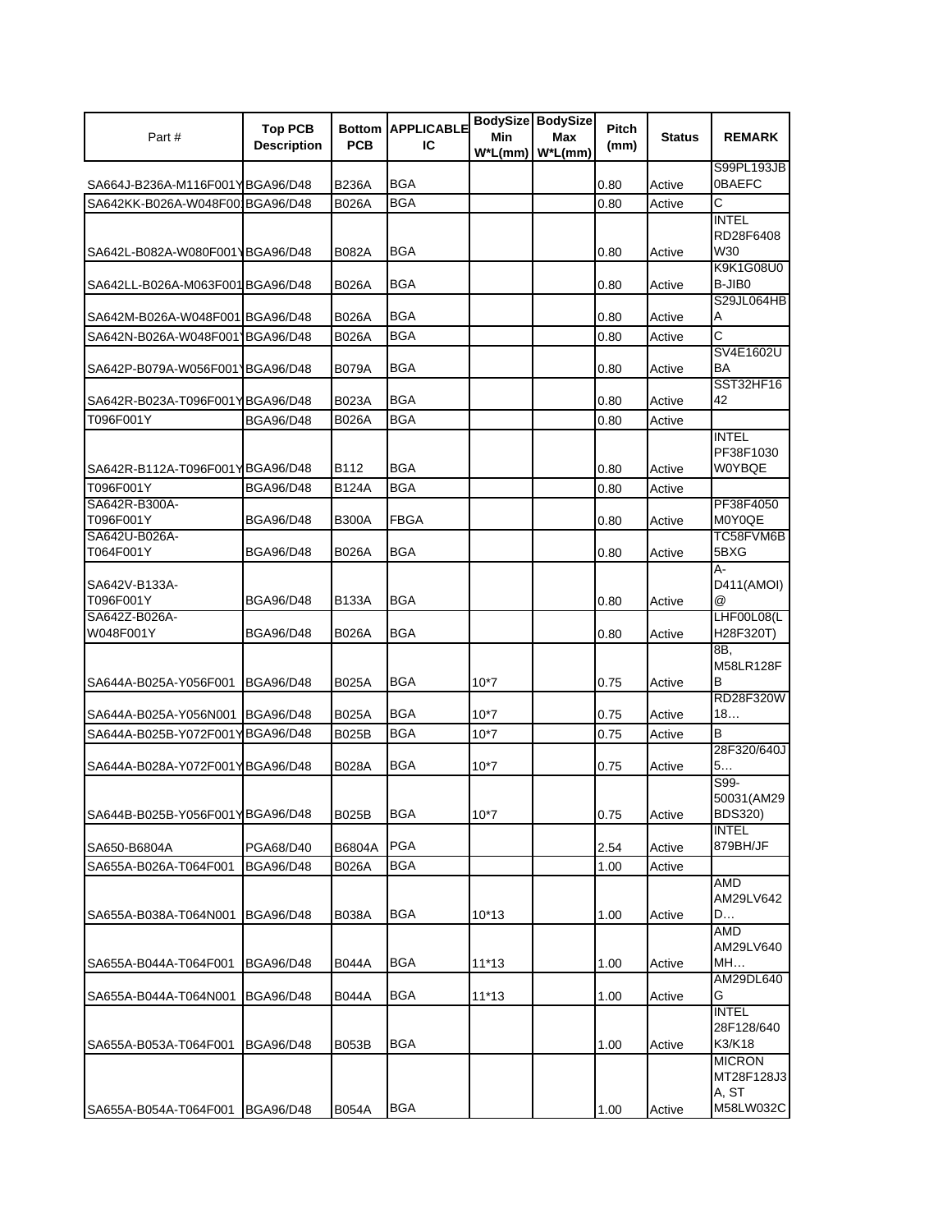| Part # | Top PCB Description | Bottom PCB | APPLICABLE IC | BodySize Min W*L(mm) | BodySize Max W*L(mm) | Pitch (mm) | Status | REMARK |
|---|---|---|---|---|---|---|---|---|
| SA664J-B236A-M116F001Y | BGA96/D48 | B236A | BGA | | | 0.80 | Active | S99PL193JB0BAEFC |
| SA642KK-B026A-W048F00 | BGA96/D48 | B026A | BGA | | | 0.80 | Active | C |
| SA642L-B082A-W080F001Y | BGA96/D48 | B082A | BGA | | | 0.80 | Active | INTEL RD28F6408W30 |
| SA642LL-B026A-M063F001 | BGA96/D48 | B026A | BGA | | | 0.80 | Active | K9K1G08U0B-JIB0 |
| SA642M-B026A-W048F001 | BGA96/D48 | B026A | BGA | | | 0.80 | Active | S29JL064HBA |
| SA642N-B026A-W048F001 | BGA96/D48 | B026A | BGA | | | 0.80 | Active | C |
| SA642P-B079A-W056F001 | BGA96/D48 | B079A | BGA | | | 0.80 | Active | SV4E1602UBA |
| SA642R-B023A-T096F001Y | BGA96/D48 | B023A | BGA | | | 0.80 | Active | SST32HF1642 |
| T096F001Y | BGA96/D48 | B026A | BGA | | | 0.80 | Active | |
| SA642R-B112A-T096F001Y | BGA96/D48 | B112 | BGA | | | 0.80 | Active | INTEL PF38F1030W0YBQE |
| T096F001Y | BGA96/D48 | B124A | BGA | | | 0.80 | Active | |
| SA642R-B300A-T096F001Y | BGA96/D48 | B300A | FBGA | | | 0.80 | Active | PF38F4050M0Y0QE |
| SA642U-B026A-T064F001Y | BGA96/D48 | B026A | BGA | | | 0.80 | Active | TC58FVM65BXG |
| SA642V-B133A-T096F001Y | BGA96/D48 | B133A | BGA | | | 0.80 | Active | A-D411(AMOI)@ |
| SA642Z-B026A-W048F001Y | BGA96/D48 | B026A | BGA | | | 0.80 | Active | LHF00L08(LH28F320T) |
| SA644A-B025A-Y056F001 | BGA96/D48 | B025A | BGA | 10*7 | | 0.75 | Active | 8B, M58LR128FB |
| SA644A-B025A-Y056N001 | BGA96/D48 | B025A | BGA | 10*7 | | 0.75 | Active | RD28F320W18… |
| SA644A-B025B-Y072F001Y | BGA96/D48 | B025B | BGA | 10*7 | | 0.75 | Active | B |
| SA644A-B028A-Y072F001Y | BGA96/D48 | B028A | BGA | 10*7 | | 0.75 | Active | 28F320/640J5… |
| SA644B-B025B-Y056F001Y | BGA96/D48 | B025B | BGA | 10*7 | | 0.75 | Active | S99-50031(AM29BDS320) |
| SA650-B6804A | PGA68/D40 | B6804A | PGA | | | 2.54 | Active | INTEL 879BH/JF |
| SA655A-B026A-T064F001 | BGA96/D48 | B026A | BGA | | | 1.00 | Active | |
| SA655A-B038A-T064N001 | BGA96/D48 | B038A | BGA | 10*13 | | 1.00 | Active | AMD AM29LV642D… |
| SA655A-B044A-T064F001 | BGA96/D48 | B044A | BGA | 11*13 | | 1.00 | Active | AMD AM29LV640MH… |
| SA655A-B044A-T064N001 | BGA96/D48 | B044A | BGA | 11*13 | | 1.00 | Active | AM29DL640G |
| SA655A-B053A-T064F001 | BGA96/D48 | B053B | BGA | | | 1.00 | Active | INTEL 28F128/640K3/K18 |
| SA655A-B054A-T064F001 | BGA96/D48 | B054A | BGA | | | 1.00 | Active | MICRON MT28F128J3A, ST M58LW032C |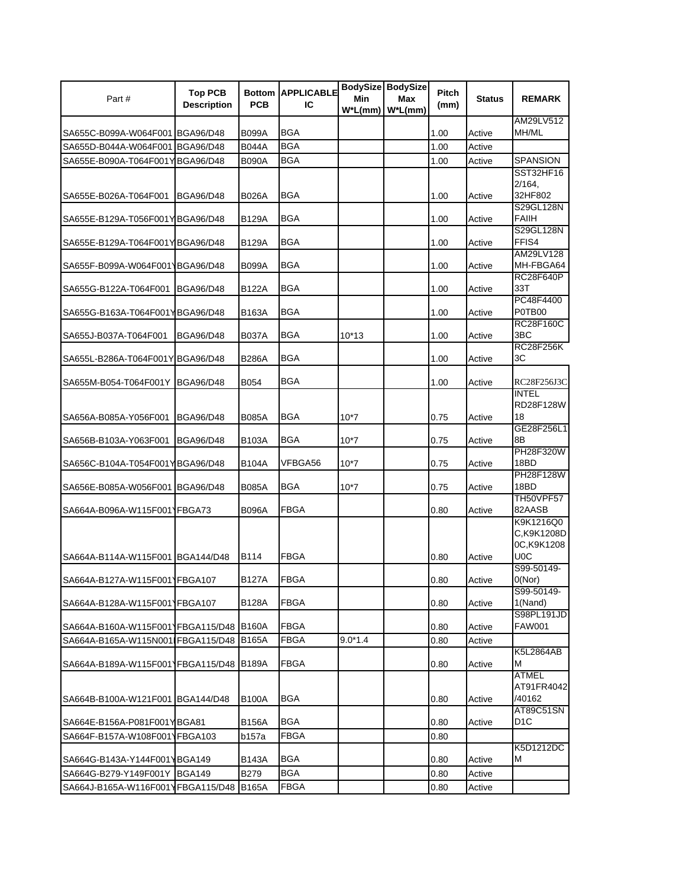| Part # | Top PCB Description | Bottom PCB | APPLICABLE IC | BodySize Min W*L(mm) | BodySize Max W*L(mm) | Pitch (mm) | Status | REMARK |
|---|---|---|---|---|---|---|---|---|
| SA655C-B099A-W064F001 | BGA96/D48 | B099A | BGA | | | 1.00 | Active | AM29LV512 MH/ML |
| SA655D-B044A-W064F001 | BGA96/D48 | B044A | BGA | | | 1.00 | Active | |
| SA655E-B090A-T064F001Y | BGA96/D48 | B090A | BGA | | | 1.00 | Active | SPANSION |
| SA655E-B026A-T064F001 | BGA96/D48 | B026A | BGA | | | 1.00 | Active | SST32HF16 2/164, 32HF802 |
| SA655E-B129A-T056F001Y | BGA96/D48 | B129A | BGA | | | 1.00 | Active | S29GL128N FAIIH |
| SA655E-B129A-T064F001Y | BGA96/D48 | B129A | BGA | | | 1.00 | Active | S29GL128N FFIS4 |
| SA655F-B099A-W064F001Y | BGA96/D48 | B099A | BGA | | | 1.00 | Active | AM29LV128 MH-FBGA64 |
| SA655G-B122A-T064F001 | BGA96/D48 | B122A | BGA | | | 1.00 | Active | RC28F640P 33T |
| SA655G-B163A-T064F001Y | BGA96/D48 | B163A | BGA | | | 1.00 | Active | PC48F4400 P0TB00 |
| SA655J-B037A-T064F001 | BGA96/D48 | B037A | BGA | 10*13 | | 1.00 | Active | RC28F160C 3BC |
| SA655L-B286A-T064F001Y | BGA96/D48 | B286A | BGA | | | 1.00 | Active | RC28F256K 3C |
| SA655M-B054-T064F001Y | BGA96/D48 | B054 | BGA | | | 1.00 | Active | RC28F256J3C |
| SA656A-B085A-Y056F001 | BGA96/D48 | B085A | BGA | 10*7 | | 0.75 | Active | INTEL RD28F128W 18 |
| SA656B-B103A-Y063F001 | BGA96/D48 | B103A | BGA | 10*7 | | 0.75 | Active | GE28F256L1 8B |
| SA656C-B104A-T054F001Y | BGA96/D48 | B104A | VFBGA56 | 10*7 | | 0.75 | Active | PH28F320W 18BD |
| SA656E-B085A-W056F001 | BGA96/D48 | B085A | BGA | 10*7 | | 0.75 | Active | PH28F128W 18BD |
| SA664A-B096A-W115F001Y | FBGA73 | B096A | FBGA | | | 0.80 | Active | TH50VPF57 82AASB |
| SA664A-B114A-W115F001 | BGA144/D48 | B114 | FBGA | | | 0.80 | Active | K9K1216Q0 C,K9K1208D 0C,K9K1208 U0C |
| SA664A-B127A-W115F001Y | FBGA107 | B127A | FBGA | | | 0.80 | Active | S99-50149-0(Nor) |
| SA664A-B128A-W115F001Y | FBGA107 | B128A | FBGA | | | 0.80 | Active | S99-50149-1(Nand) |
| SA664A-B160A-W115F001Y | FBGA115/D48 | B160A | FBGA | | | 0.80 | Active | S98PL191JD FAW001 |
| SA664A-B165A-W115N001 | FBGA115/D48 | B165A | FBGA | 9.0*1.4 | | 0.80 | Active | |
| SA664A-B189A-W115F001Y | FBGA115/D48 | B189A | FBGA | | | 0.80 | Active | K5L2864AB M |
| SA664B-B100A-W121F001 | BGA144/D48 | B100A | BGA | | | 0.80 | Active | ATMEL AT91FR4042 /40162 |
| SA664E-B156A-P081F001Y | BGA81 | B156A | BGA | | | 0.80 | Active | AT89C51SN D1C |
| SA664F-B157A-W108F001Y | FBGA103 | b157a | FBGA | | | 0.80 | | |
| SA664G-B143A-Y144F001Y | BGA149 | B143A | BGA | | | 0.80 | Active | K5D1212DC M |
| SA664G-B279-Y149F001Y | BGA149 | B279 | BGA | | | 0.80 | Active | |
| SA664J-B165A-W116F001Y | FBGA115/D48 | B165A | FBGA | | | 0.80 | Active | |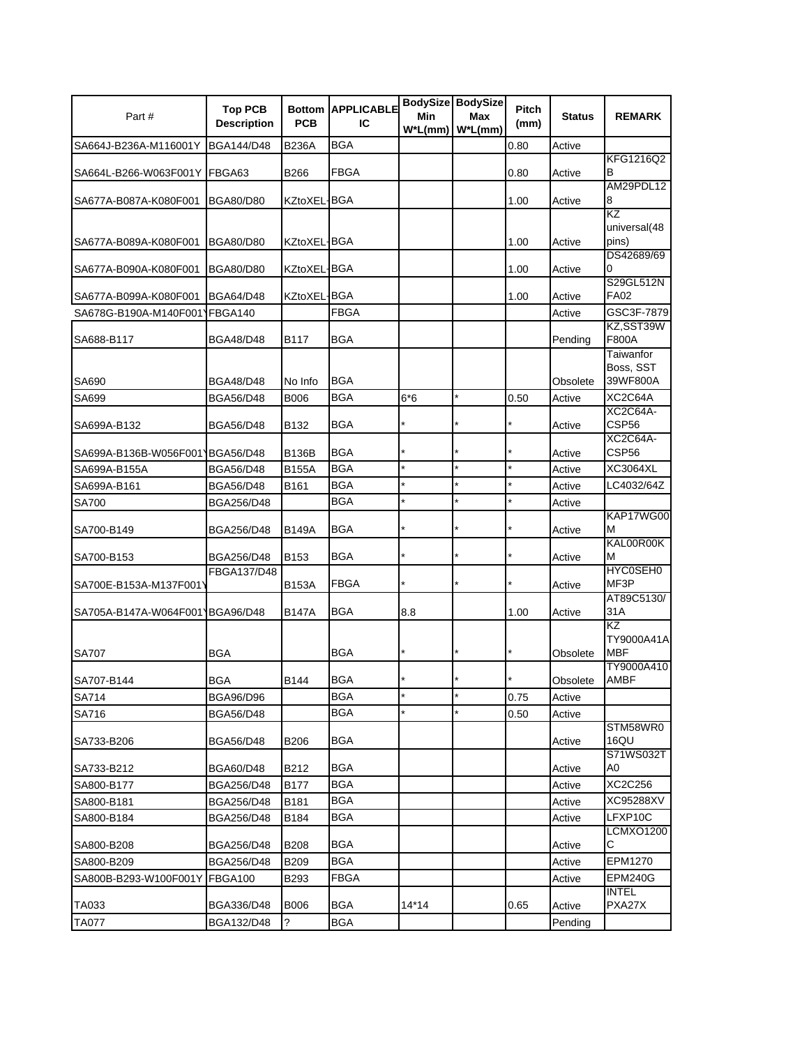| Part # | Top PCB Description | Bottom PCB | APPLICABLE IC | BodySize Min W*L(mm) | BodySize Max W*L(mm) | Pitch (mm) | Status | REMARK |
|---|---|---|---|---|---|---|---|---|
| SA664J-B236A-M116001Y | BGA144/D48 | B236A | BGA | | | 0.80 | Active | |
| SA664L-B266-W063F001Y | FBGA63 | B266 | FBGA | | | 0.80 | Active | KFG1216Q2B |
| SA677A-B087A-K080F001 | BGA80/D80 | KZtoXEL-BGA | BGA | | | 1.00 | Active | AM29PDL128 |
| SA677A-B089A-K080F001 | BGA80/D80 | KZtoXEL-BGA | BGA | | | 1.00 | Active | KZ universal(48 pins) |
| SA677A-B090A-K080F001 | BGA80/D80 | KZtoXEL-BGA | BGA | | | 1.00 | Active | DS42689/690 |
| SA677A-B099A-K080F001 | BGA64/D48 | KZtoXEL-BGA | BGA | | | 1.00 | Active | S29GL512NFA02 |
| SA678G-B190A-M140F001Y | FBGA140 | | FBGA | | | | Active | GSC3F-7879 |
| SA688-B117 | BGA48/D48 | B117 | BGA | | | | Pending | KZ,SST39WF800A |
| SA690 | BGA48/D48 | No Info | BGA | | | | Obsolete | Taiwanfor Boss, SST 39WF800A |
| SA699 | BGA56/D48 | B006 | BGA | 6*6 | * | 0.50 | Active | XC2C64A |
| SA699-B132 | BGA56/D48 | B132 | BGA | * | * | * | Active | XC2C64A-CSP56 |
| SA699A-B136B-W056F001Y | BGA56/D48 | B136B | BGA | * | * | * | Active | XC2C64A-CSP56 |
| SA699A-B155A | BGA56/D48 | B155A | BGA | * | * | * | Active | XC3064XL |
| SA699A-B161 | BGA56/D48 | B161 | BGA | * | * | * | Active | LC4032/64Z |
| SA700 | BGA256/D48 | | BGA | * | * | * | Active | |
| SA700-B149 | BGA256/D48 | B149A | BGA | * | * | * | Active | KAP17WG00M |
| SA700-B153 | BGA256/D48 | B153 | BGA | * | * | * | Active | KAL00R00KM |
| SA700E-B153A-M137F001Y | FBGA137/D48 | B153A | FBGA | * | * | * | Active | HYC0SEH0MF3P |
| SA705A-B147A-W064F001Y | BGA96/D48 | B147A | BGA | 8.8 | | 1.00 | Active | AT89C5130/31A |
| SA707 | BGA | | BGA | * | * | * | Obsolete | KZ TY9000A41AMBF |
| SA707-B144 | BGA | B144 | BGA | * | * | * | Obsolete | TY9000A410AMBF |
| SA714 | BGA96/D96 | | BGA | * | * | 0.75 | Active | |
| SA716 | BGA56/D48 | | BGA | * | * | 0.50 | Active | |
| SA733-B206 | BGA56/D48 | B206 | BGA | | | | Active | STM58WR016QU |
| SA733-B212 | BGA60/D48 | B212 | BGA | | | | Active | S71WS032TA0 |
| SA800-B177 | BGA256/D48 | B177 | BGA | | | | Active | XC2C256 |
| SA800-B181 | BGA256/D48 | B181 | BGA | | | | Active | XC95288XV |
| SA800-B184 | BGA256/D48 | B184 | BGA | | | | Active | LFXP10C |
| SA800-B208 | BGA256/D48 | B208 | BGA | | | | Active | LCMXO1200C |
| SA800-B209 | BGA256/D48 | B209 | BGA | | | | Active | EPM1270 |
| SA800B-B293-W100F001Y | FBGA100 | B293 | FBGA | | | | Active | EPM240G |
| TA033 | BGA336/D48 | B006 | BGA | 14*14 | | 0.65 | Active | INTEL PXA27X |
| TA077 | BGA132/D48 | ? | BGA | | | | Pending | |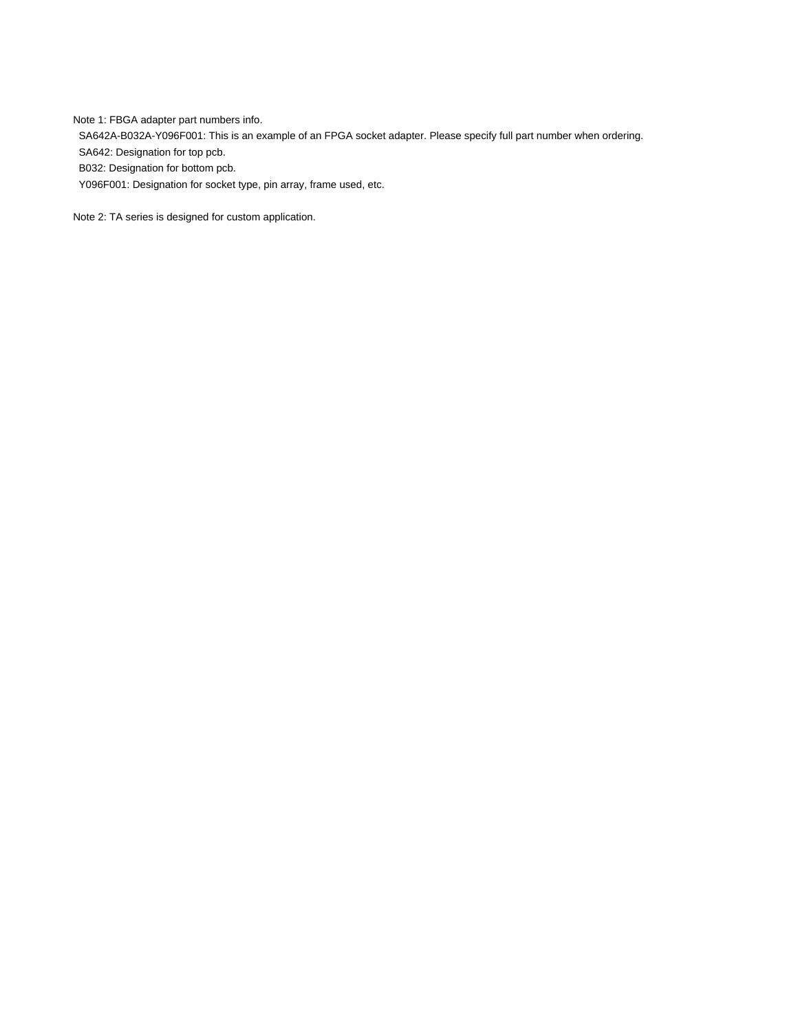Note 1: FBGA adapter part numbers info.

SA642A-B032A-Y096F001: This is an example of an FPGA socket adapter. Please specify full part number when ordering.

SA642: Designation for top pcb.

B032: Designation for bottom pcb.

Y096F001: Designation for socket type, pin array, frame used, etc.

Note 2: TA series is designed for custom application.